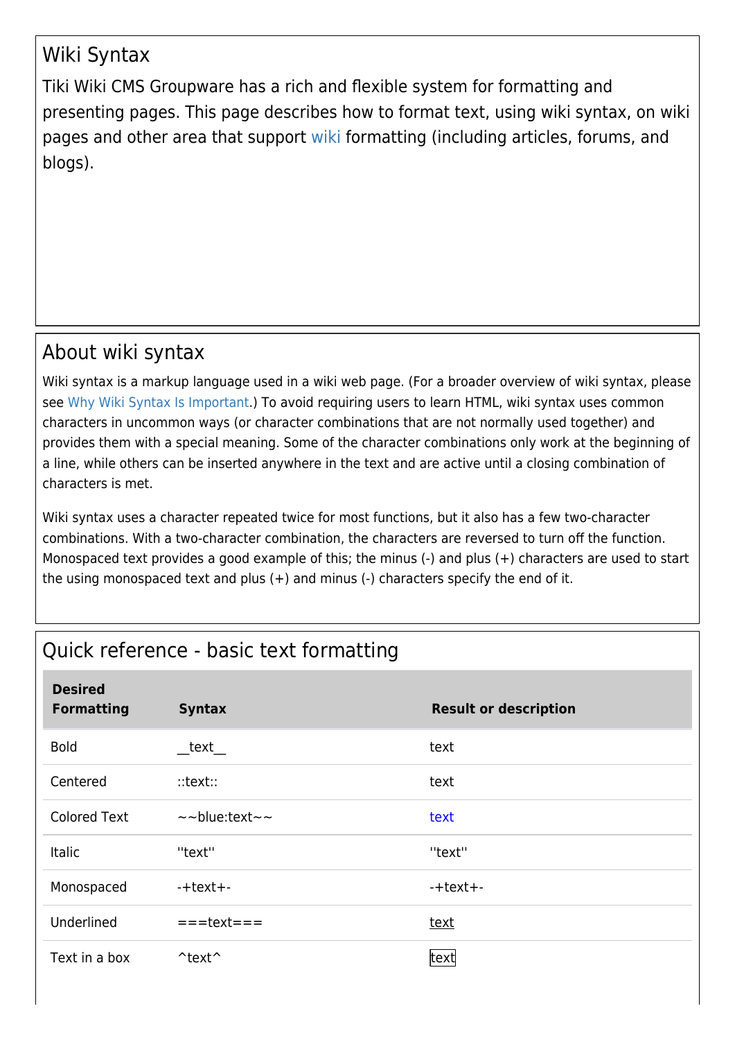## Wiki Syntax

Tiki Wiki CMS Groupware has a rich and flexible system for formatting and presenting pages. This page describes how to format text, using wiki syntax, on wiki pages and other area that support wiki formatting (including articles, forums, and blogs).

## About wiki syntax

Wiki syntax is a markup language used in a wiki web page. (For a broader overview of wiki syntax, please see Why Wiki Syntax Is Important.) To avoid requiring users to learn HTML, wiki syntax uses common characters in uncommon ways (or character combinations that are not normally used together) and provides them with a special meaning. Some of the character combinations only work at the beginning of a line, while others can be inserted anywhere in the text and are active until a closing combination of characters is met.

Wiki syntax uses a character repeated twice for most functions, but it also has a few two-character combinations. With a two-character combination, the characters are reversed to turn off the function. Monospaced text provides a good example of this; the minus (-) and plus (+) characters are used to start the using monospaced text and plus (+) and minus (-) characters specify the end of it.

## Quick reference - basic text formatting

| Desired Formatting | Syntax | Result or description |
|---|---|---|
| Bold | __text__ | text |
| Centered | ::text:: | text |
| Colored Text | ~~blue:text~~ | text |
| Italic | ''text'' | ''text'' |
| Monospaced | -+text+- | -+text+- |
| Underlined | ===text=== | text |
| Text in a box | ^text^ | text |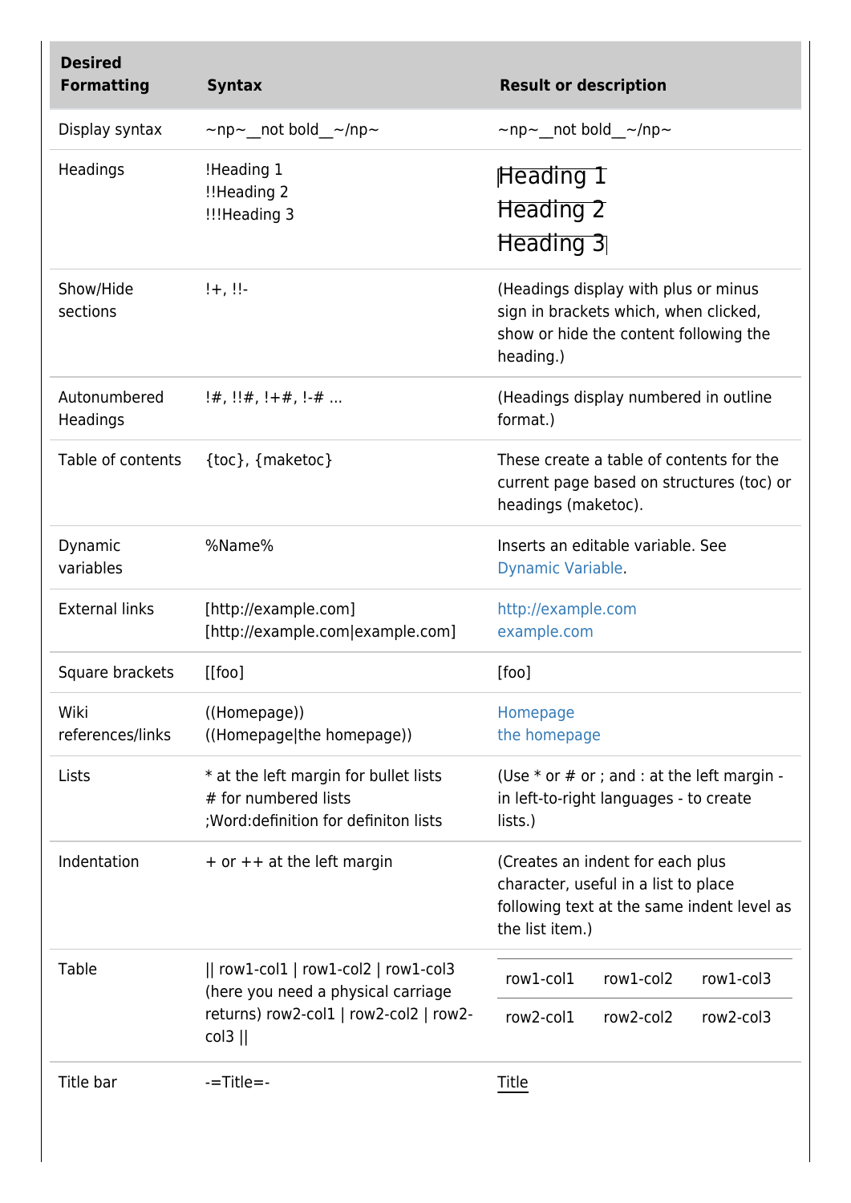| Desired Formatting | Syntax | Result or description |
| --- | --- | --- |
| Display syntax | ~np~__not bold__~/np~ | ~np~__not bold__~/np~ |
| Headings | !Heading 1<br>!!Heading 2<br>!!!Heading 3 | Heading 1<br>Heading 2<br>Heading 3 |
| Show/Hide sections | !+, !!- | (Headings display with plus or minus sign in brackets which, when clicked, show or hide the content following the heading.) |
| Autonumbered Headings | !#, !!#, !+#, !-# ... | (Headings display numbered in outline format.) |
| Table of contents | {toc}, {maketoc} | These create a table of contents for the current page based on structures (toc) or headings (maketoc). |
| Dynamic variables | %Name% | Inserts an editable variable. See Dynamic Variable. |
| External links | [http://example.com]<br>[http://example.com\|example.com] | http://example.com<br>example.com |
| Square brackets | [[foo] | [foo] |
| Wiki references/links | ((Homepage))<br>((Homepage\|the homepage)) | Homepage<br>the homepage |
| Lists | * at the left margin for bullet lists<br># for numbered lists<br>;Word:definition for definiton lists | (Use * or # or ; and : at the left margin - in left-to-right languages - to create lists.) |
| Indentation | + or ++ at the left margin | (Creates an indent for each plus character, useful in a list to place following text at the same indent level as the list item.) |
| Table | \|\| row1-col1 \| row1-col2 \| row1-col3 (here you need a physical carriage returns) row2-col1 \| row2-col2 \| row2-col3 \|\| | row1-col1 row1-col2 row1-col3<br>row2-col1 row2-col2 row2-col3 |
| Title bar | -=Title=- | Title |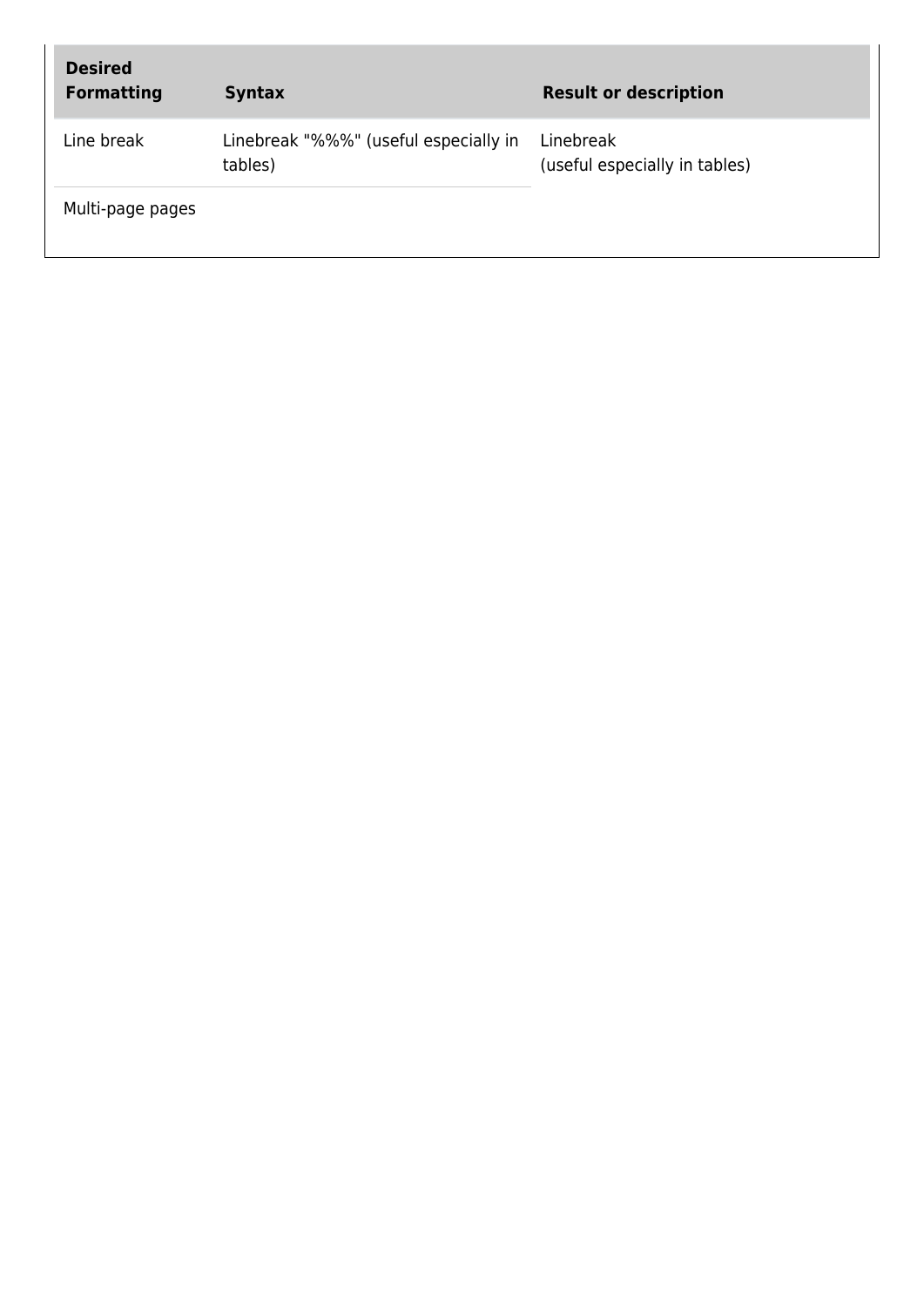| Desired Formatting | Syntax | Result or description |
|---|---|---|
| Line break | Linebreak "%%%" (useful especially in tables) | Linebreak<br>(useful especially in tables) |
| Multi-page pages | | |